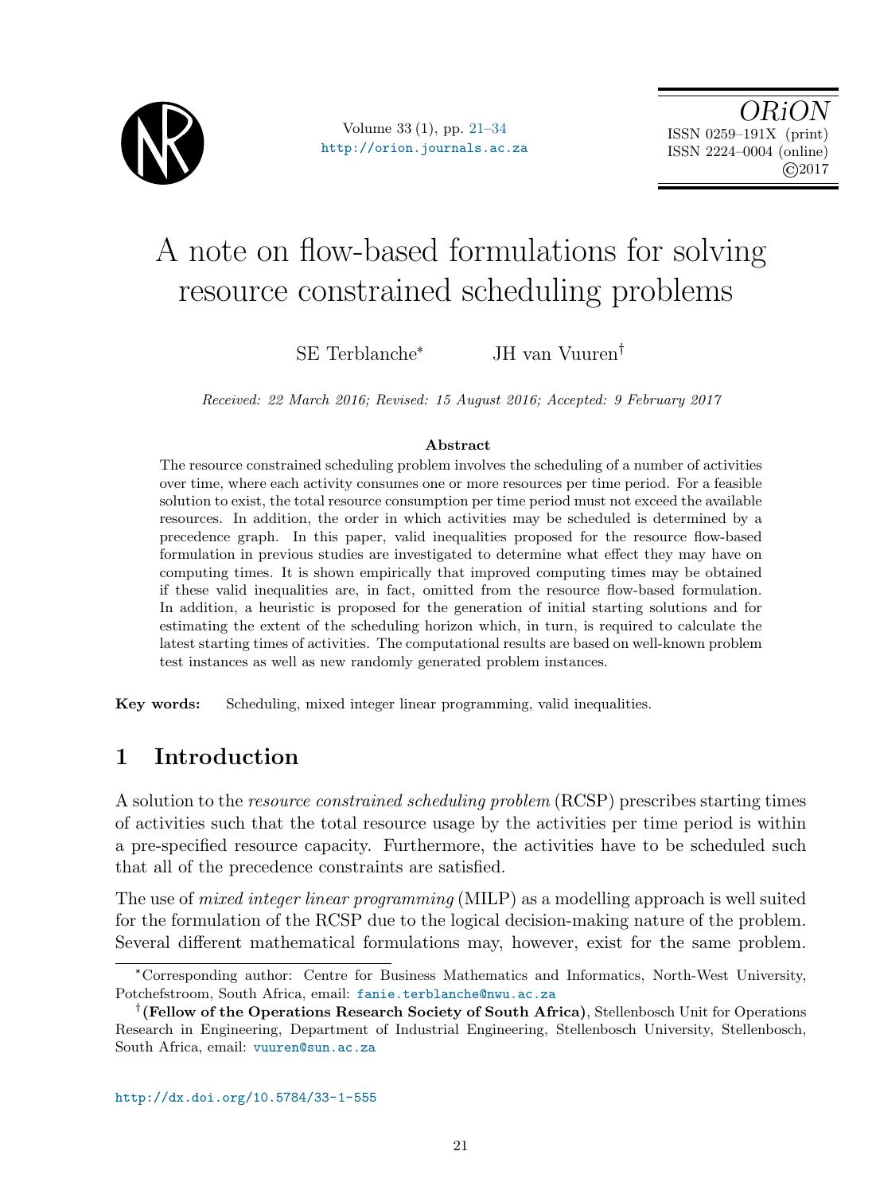# A note on flow-based formulations for solving resource constrained scheduling problems

SE Terblanche* JH van Vuuren†

*Received: 22 March 2016; Revised: 15 August 2016; Accepted: 9 February 2017*

### Abstract

The resource constrained scheduling problem involves the scheduling of a number of activities over time, where each activity consumes one or more resources per time period. For a feasible solution to exist, the total resource consumption per time period must not exceed the available resources. In addition, the order in which activities may be scheduled is determined by a precedence graph. In this paper, valid inequalities proposed for the resource flow-based formulation in previous studies are investigated to determine what effect they may have on computing times. It is shown empirically that improved computing times may be obtained if these valid inequalities are, in fact, omitted from the resource flow-based formulation. In addition, a heuristic is proposed for the generation of initial starting solutions and for estimating the extent of the scheduling horizon which, in turn, is required to calculate the latest starting times of activities. The computational results are based on well-known problem test instances as well as new randomly generated problem instances.

**Key words:** Scheduling, mixed integer linear programming, valid inequalities.

## 1 Introduction

A solution to the *resource constrained scheduling problem* (RCSP) prescribes starting times of activities such that the total resource usage by the activities per time period is within a pre-specified resource capacity. Furthermore, the activities have to be scheduled such that all of the precedence constraints are satisfied.

The use of *mixed integer linear programming* (MILP) as a modelling approach is well suited for the formulation of the RCSP due to the logical decision-making nature of the problem. Several different mathematical formulations may, however, exist for the same problem.

---

*Corresponding author: Centre for Business Mathematics and Informatics, North-West University, Potchefstroom, South Africa, email: fanie.terblanche@nwu.ac.za

†**(Fellow of the Operations Research Society of South Africa)**, Stellenbosch Unit for Operations Research in Engineering, Department of Industrial Engineering, Stellenbosch University, Stellenbosch, South Africa, email: vuuren@sun.ac.za

http://dx.doi.org/10.5784/33-1-555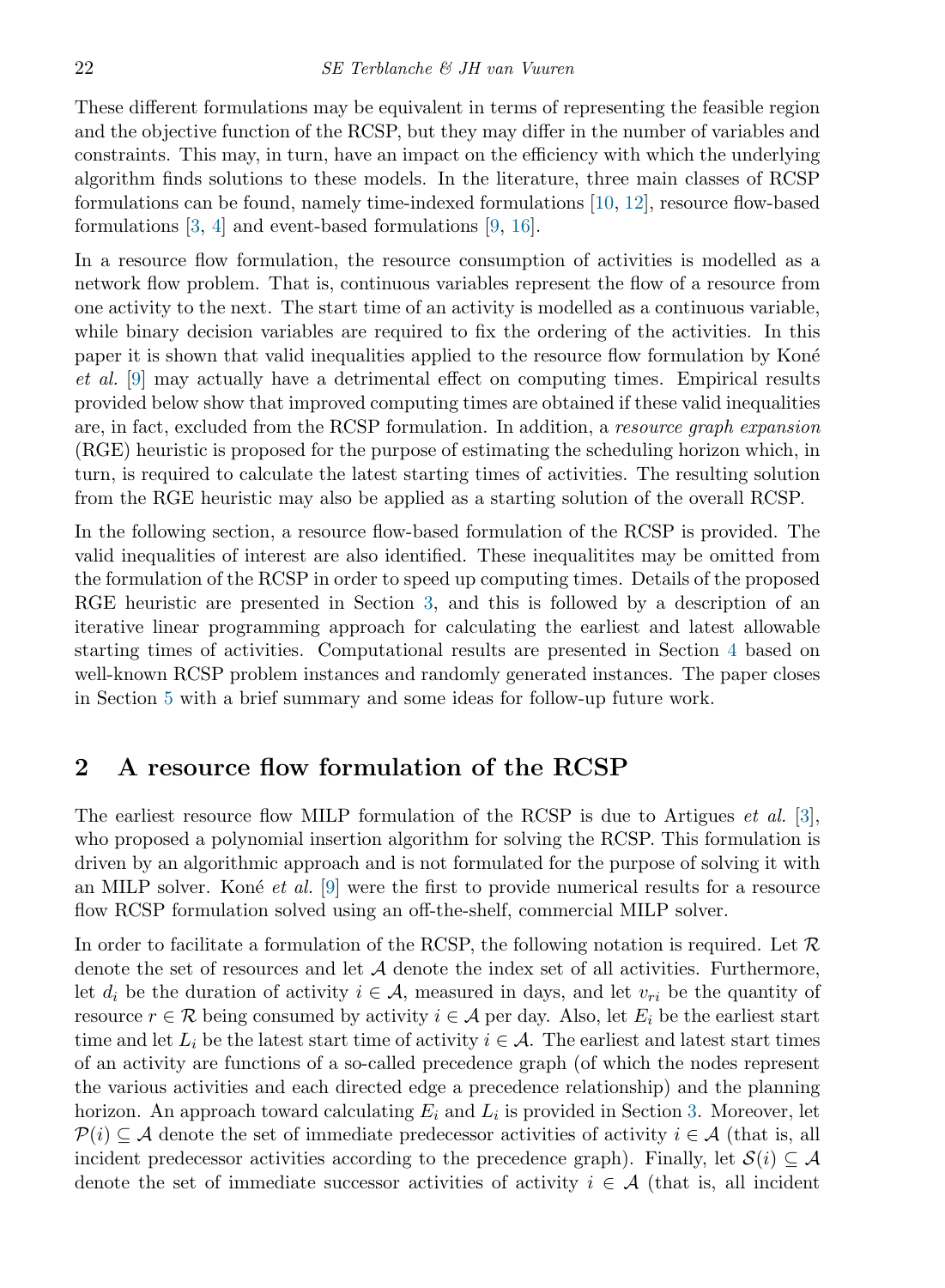These different formulations may be equivalent in terms of representing the feasible region and the objective function of the RCSP, but they may differ in the number of variables and constraints. This may, in turn, have an impact on the efficiency with which the underlying algorithm finds solutions to these models. In the literature, three main classes of RCSP formulations can be found, namely time-indexed formulations [10, 12], resource flow-based formulations [3, 4] and event-based formulations [9, 16].

In a resource flow formulation, the resource consumption of activities is modelled as a network flow problem. That is, continuous variables represent the flow of a resource from one activity to the next. The start time of an activity is modelled as a continuous variable, while binary decision variables are required to fix the ordering of the activities. In this paper it is shown that valid inequalities applied to the resource flow formulation by Koné *et al.* [9] may actually have a detrimental effect on computing times. Empirical results provided below show that improved computing times are obtained if these valid inequalities are, in fact, excluded from the RCSP formulation. In addition, a *resource graph expansion* (RGE) heuristic is proposed for the purpose of estimating the scheduling horizon which, in turn, is required to calculate the latest starting times of activities. The resulting solution from the RGE heuristic may also be applied as a starting solution of the overall RCSP.

In the following section, a resource flow-based formulation of the RCSP is provided. The valid inequalities of interest are also identified. These inequalitites may be omitted from the formulation of the RCSP in order to speed up computing times. Details of the proposed RGE heuristic are presented in Section 3, and this is followed by a description of an iterative linear programming approach for calculating the earliest and latest allowable starting times of activities. Computational results are presented in Section 4 based on well-known RCSP problem instances and randomly generated instances. The paper closes in Section 5 with a brief summary and some ideas for follow-up future work.

## 2 A resource flow formulation of the RCSP

The earliest resource flow MILP formulation of the RCSP is due to Artigues *et al.* [3], who proposed a polynomial insertion algorithm for solving the RCSP. This formulation is driven by an algorithmic approach and is not formulated for the purpose of solving it with an MILP solver. Koné *et al.* [9] were the first to provide numerical results for a resource flow RCSP formulation solved using an off-the-shelf, commercial MILP solver.

In order to facilitate a formulation of the RCSP, the following notation is required. Let $\mathcal{R}$ denote the set of resources and let $\mathcal{A}$ denote the index set of all activities. Furthermore, let $d_i$ be the duration of activity $i \in \mathcal{A}$, measured in days, and let $v_{ri}$ be the quantity of resource $r \in \mathcal{R}$ being consumed by activity $i \in \mathcal{A}$ per day. Also, let $E_i$ be the earliest start time and let $L_i$ be the latest start time of activity $i \in \mathcal{A}$. The earliest and latest start times of an activity are functions of a so-called precedence graph (of which the nodes represent the various activities and each directed edge a precedence relationship) and the planning horizon. An approach toward calculating $E_i$ and $L_i$ is provided in Section 3. Moreover, let $\mathcal{P}(i) \subseteq \mathcal{A}$ denote the set of immediate predecessor activities of activity $i \in \mathcal{A}$ (that is, all incident predecessor activities according to the precedence graph). Finally, let $\mathcal{S}(i) \subseteq \mathcal{A}$ denote the set of immediate successor activities of activity $i \in \mathcal{A}$ (that is, all incident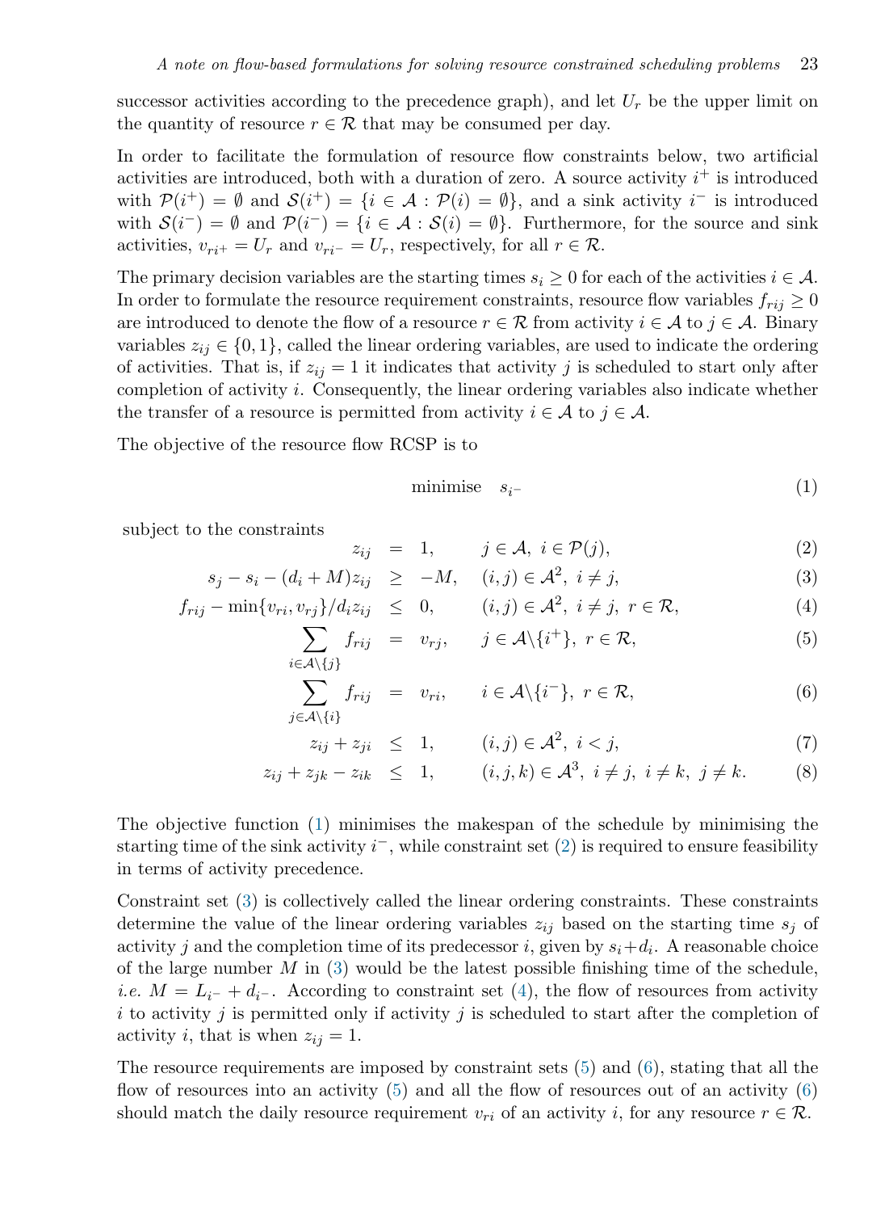successor activities according to the precedence graph), and let $U_r$ be the upper limit on the quantity of resource $r \in \mathcal{R}$ that may be consumed per day.

In order to facilitate the formulation of resource flow constraints below, two artificial activities are introduced, both with a duration of zero. A source activity $i^+$ is introduced with $\mathcal{P}(i^+) = \emptyset$ and $\mathcal{S}(i^+) = \{i \in \mathcal{A} : \mathcal{P}(i) = \emptyset\}$, and a sink activity $i^-$ is introduced with $\mathcal{S}(i^-) = \emptyset$ and $\mathcal{P}(i^-) = \{i \in \mathcal{A} : \mathcal{S}(i) = \emptyset\}$. Furthermore, for the source and sink activities, $v_{ri^+} = U_r$ and $v_{ri^-} = U_r$, respectively, for all $r \in \mathcal{R}$.

The primary decision variables are the starting times $s_i \geq 0$ for each of the activities $i \in \mathcal{A}$. In order to formulate the resource requirement constraints, resource flow variables $f_{rij} \geq 0$ are introduced to denote the flow of a resource $r \in \mathcal{R}$ from activity $i \in \mathcal{A}$ to $j \in \mathcal{A}$. Binary variables $z_{ij} \in \{0, 1\}$, called the linear ordering variables, are used to indicate the ordering of activities. That is, if $z_{ij} = 1$ it indicates that activity $j$ is scheduled to start only after completion of activity $i$. Consequently, the linear ordering variables also indicate whether the transfer of a resource is permitted from activity $i \in \mathcal{A}$ to $j \in \mathcal{A}$.

The objective of the resource flow RCSP is to

$$\text{minimise} \quad s_{i^-} \tag{1}$$

subject to the constraints

$$z_{ij} = 1, \qquad j \in \mathcal{A},\ i \in \mathcal{P}(j), \tag{2}$$

$$s_j - s_i - (d_i + M) z_{ij} \geq -M, \qquad (i,j) \in \mathcal{A}^2,\ i \neq j, \tag{3}$$

$$f_{rij} - \min\{v_{ri}, v_{rj}\}/d_i z_{ij} \leq 0, \qquad (i,j) \in \mathcal{A}^2,\ i \neq j,\ r \in \mathcal{R}, \tag{4}$$

$$\sum_{i \in \mathcal{A} \setminus \{j\}} f_{rij} = v_{rj}, \qquad j \in \mathcal{A} \setminus \{i^+\},\ r \in \mathcal{R}, \tag{5}$$

$$\sum_{j \in \mathcal{A} \setminus \{i\}} f_{rij} = v_{ri}, \qquad i \in \mathcal{A} \setminus \{i^-\},\ r \in \mathcal{R}, \tag{6}$$

$$z_{ij} + z_{ji} \leq 1, \qquad (i,j) \in \mathcal{A}^2,\ i < j, \tag{7}$$

$$z_{ij} + z_{jk} - z_{ik} \leq 1, \qquad (i,j,k) \in \mathcal{A}^3,\ i \neq j,\ i \neq k,\ j \neq k. \tag{8}$$

The objective function (1) minimises the makespan of the schedule by minimising the starting time of the sink activity $i^-$, while constraint set (2) is required to ensure feasibility in terms of activity precedence.

Constraint set (3) is collectively called the linear ordering constraints. These constraints determine the value of the linear ordering variables $z_{ij}$ based on the starting time $s_j$ of activity $j$ and the completion time of its predecessor $i$, given by $s_i + d_i$. A reasonable choice of the large number $M$ in (3) would be the latest possible finishing time of the schedule, *i.e.* $M = L_{i^-} + d_{i^-}$. According to constraint set (4), the flow of resources from activity $i$ to activity $j$ is permitted only if activity $j$ is scheduled to start after the completion of activity $i$, that is when $z_{ij} = 1$.

The resource requirements are imposed by constraint sets (5) and (6), stating that all the flow of resources into an activity (5) and all the flow of resources out of an activity (6) should match the daily resource requirement $v_{ri}$ of an activity $i$, for any resource $r \in \mathcal{R}$.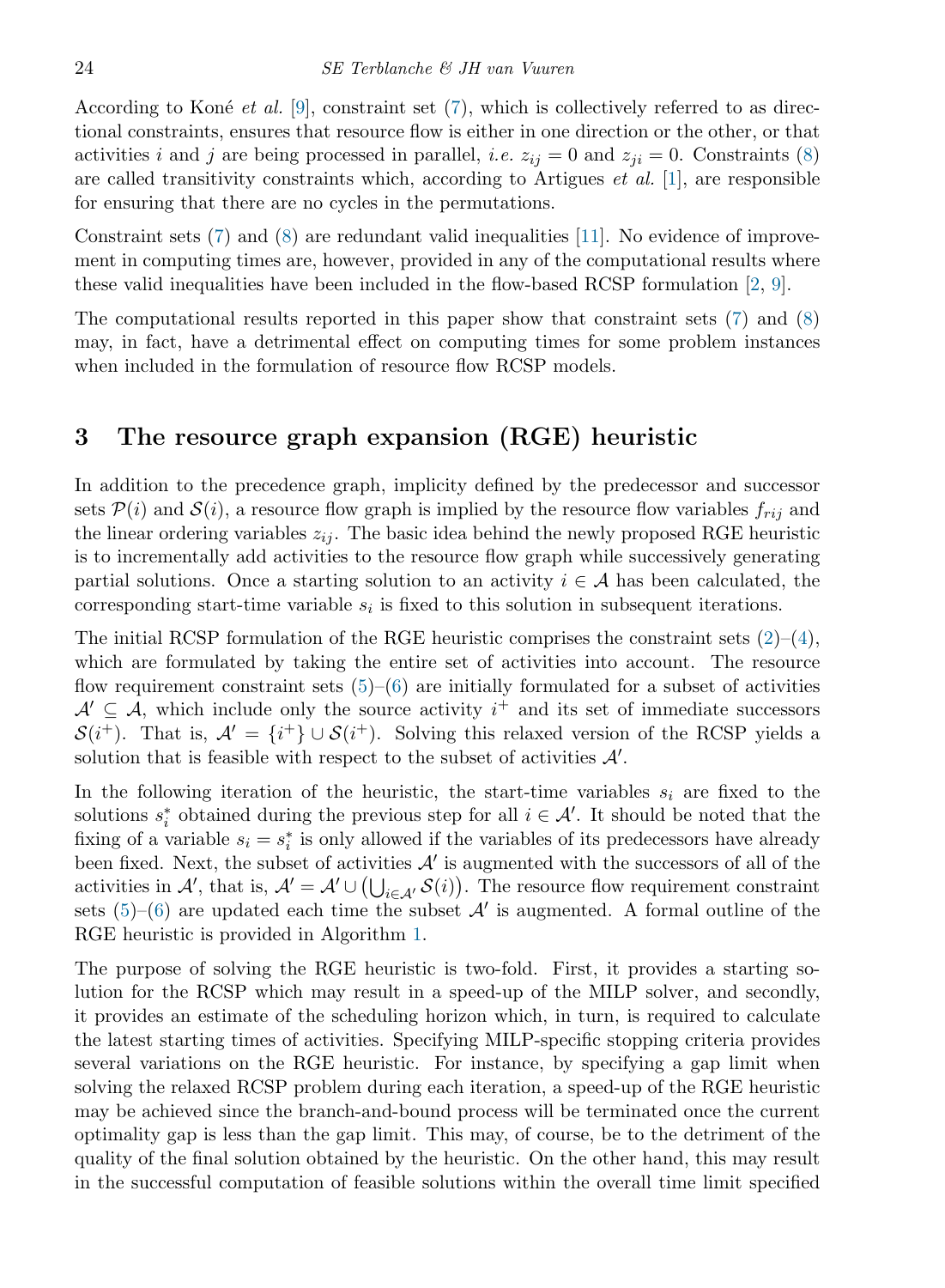According to Koné *et al.* [9], constraint set (7), which is collectively referred to as directional constraints, ensures that resource flow is either in one direction or the other, or that activities $i$ and $j$ are being processed in parallel, *i.e.* $z_{ij} = 0$ and $z_{ji} = 0$. Constraints (8) are called transitivity constraints which, according to Artigues *et al.* [1], are responsible for ensuring that there are no cycles in the permutations.

Constraint sets (7) and (8) are redundant valid inequalities [11]. No evidence of improvement in computing times are, however, provided in any of the computational results where these valid inequalities have been included in the flow-based RCSP formulation [2, 9].

The computational results reported in this paper show that constraint sets (7) and (8) may, in fact, have a detrimental effect on computing times for some problem instances when included in the formulation of resource flow RCSP models.

## 3 The resource graph expansion (RGE) heuristic

In addition to the precedence graph, implicity defined by the predecessor and successor sets $\mathcal{P}(i)$ and $\mathcal{S}(i)$, a resource flow graph is implied by the resource flow variables $f_{rij}$ and the linear ordering variables $z_{ij}$. The basic idea behind the newly proposed RGE heuristic is to incrementally add activities to the resource flow graph while successively generating partial solutions. Once a starting solution to an activity $i \in \mathcal{A}$ has been calculated, the corresponding start-time variable $s_i$ is fixed to this solution in subsequent iterations.

The initial RCSP formulation of the RGE heuristic comprises the constraint sets (2)–(4), which are formulated by taking the entire set of activities into account. The resource flow requirement constraint sets (5)–(6) are initially formulated for a subset of activities $\mathcal{A}' \subseteq \mathcal{A}$, which include only the source activity $i^+$ and its set of immediate successors $\mathcal{S}(i^+)$. That is, $\mathcal{A}' = \{i^+\} \cup \mathcal{S}(i^+)$. Solving this relaxed version of the RCSP yields a solution that is feasible with respect to the subset of activities $\mathcal{A}'$.

In the following iteration of the heuristic, the start-time variables $s_i$ are fixed to the solutions $s_i^*$ obtained during the previous step for all $i \in \mathcal{A}'$. It should be noted that the fixing of a variable $s_i = s_i^*$ is only allowed if the variables of its predecessors have already been fixed. Next, the subset of activities $\mathcal{A}'$ is augmented with the successors of all of the activities in $\mathcal{A}'$, that is, $\mathcal{A}' = \mathcal{A}' \cup \left(\bigcup_{i \in \mathcal{A}'} \mathcal{S}(i)\right)$. The resource flow requirement constraint sets (5)–(6) are updated each time the subset $\mathcal{A}'$ is augmented. A formal outline of the RGE heuristic is provided in Algorithm 1.

The purpose of solving the RGE heuristic is two-fold. First, it provides a starting solution for the RCSP which may result in a speed-up of the MILP solver, and secondly, it provides an estimate of the scheduling horizon which, in turn, is required to calculate the latest starting times of activities. Specifying MILP-specific stopping criteria provides several variations on the RGE heuristic. For instance, by specifying a gap limit when solving the relaxed RCSP problem during each iteration, a speed-up of the RGE heuristic may be achieved since the branch-and-bound process will be terminated once the current optimality gap is less than the gap limit. This may, of course, be to the detriment of the quality of the final solution obtained by the heuristic. On the other hand, this may result in the successful computation of feasible solutions within the overall time limit specified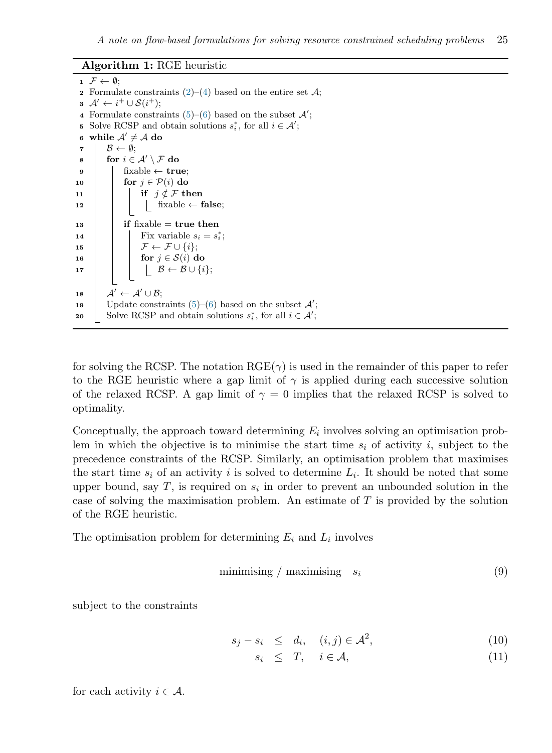**Algorithm 1:** RGE heuristic

```
1  F ← ∅;
2  Formulate constraints (2)–(4) based on the entire set A;
3  A′ ← i⁺ ∪ S(i⁺);
4  Formulate constraints (5)–(6) based on the subset A′;
5  Solve RCSP and obtain solutions s*_i, for all i ∈ A′;
6  while A′ ≠ A do
7      B ← ∅;
8      for i ∈ A′ \ F do
9          fixable ← true;
10         for j ∈ P(i) do
11             if j ∉ F then
12                 fixable ← false;
13         if fixable = true then
14             Fix variable s_i = s*_i;
15             F ← F ∪ {i};
16             for j ∈ S(i) do
17                 B ← B ∪ {i};
18     A′ ← A′ ∪ B;
19     Update constraints (5)–(6) based on the subset A′;
20     Solve RCSP and obtain solutions s*_i, for all i ∈ A′;
```

for solving the RCSP. The notation RGE($\gamma$) is used in the remainder of this paper to refer to the RGE heuristic where a gap limit of $\gamma$ is applied during each successive solution of the relaxed RCSP. A gap limit of $\gamma = 0$ implies that the relaxed RCSP is solved to optimality.

Conceptually, the approach toward determining $E_i$ involves solving an optimisation problem in which the objective is to minimise the start time $s_i$ of activity $i$, subject to the precedence constraints of the RCSP. Similarly, an optimisation problem that maximises the start time $s_i$ of an activity $i$ is solved to determine $L_i$. It should be noted that some upper bound, say $T$, is required on $s_i$ in order to prevent an unbounded solution in the case of solving the maximisation problem. An estimate of $T$ is provided by the solution of the RGE heuristic.

The optimisation problem for determining $E_i$ and $L_i$ involves

$$\text{minimising / maximising} \quad s_i \tag{9}$$

subject to the constraints

$$s_j - s_i \leq d_i, \quad (i,j) \in \mathcal{A}^2, \tag{10}$$

$$s_i \leq T, \quad i \in \mathcal{A}, \tag{11}$$

for each activity $i \in \mathcal{A}$.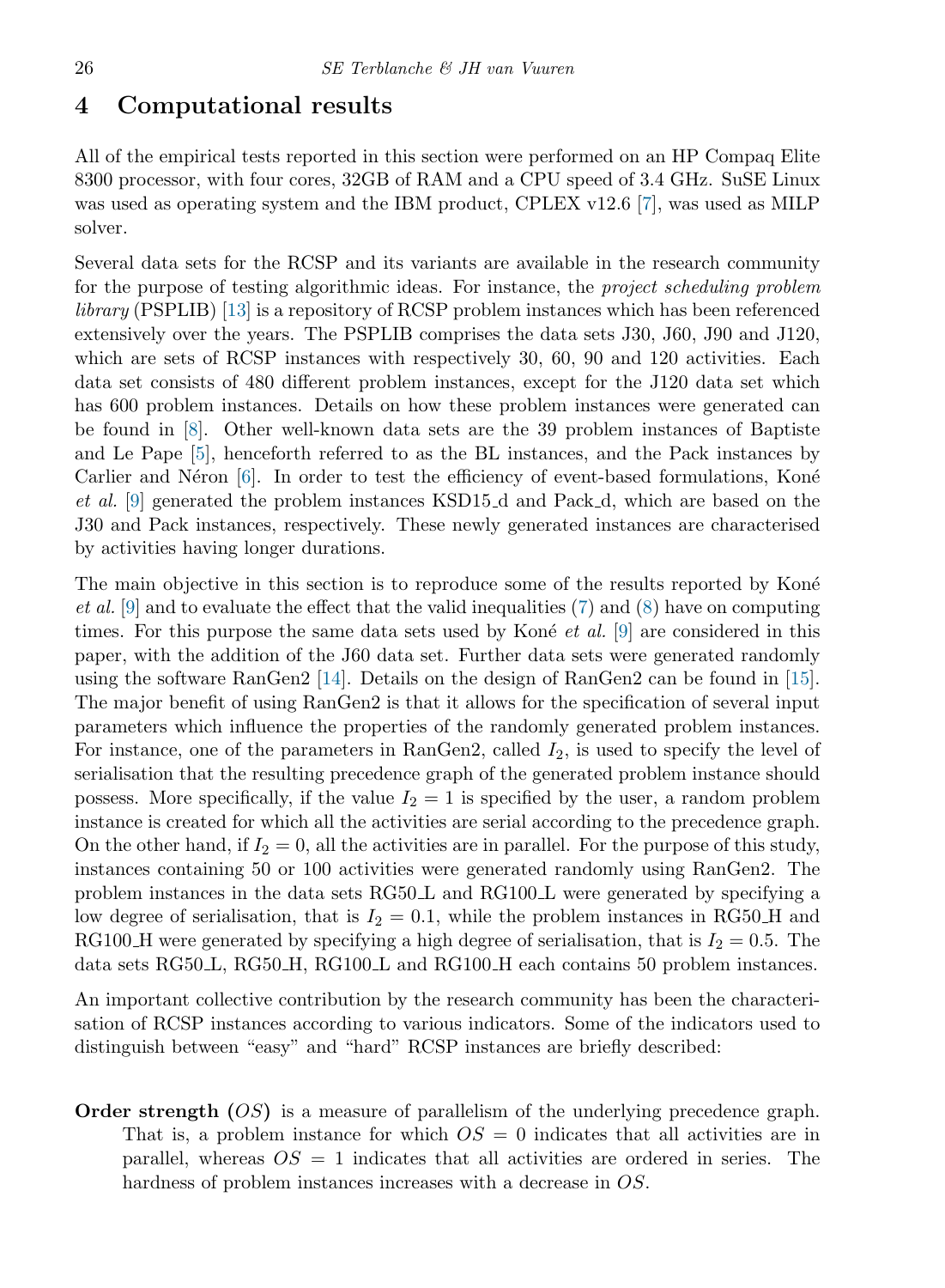## 4 Computational results

All of the empirical tests reported in this section were performed on an HP Compaq Elite 8300 processor, with four cores, 32GB of RAM and a CPU speed of 3.4 GHz. SuSE Linux was used as operating system and the IBM product, CPLEX v12.6 [7], was used as MILP solver.

Several data sets for the RCSP and its variants are available in the research community for the purpose of testing algorithmic ideas. For instance, the *project scheduling problem library* (PSPLIB) [13] is a repository of RCSP problem instances which has been referenced extensively over the years. The PSPLIB comprises the data sets J30, J60, J90 and J120, which are sets of RCSP instances with respectively 30, 60, 90 and 120 activities. Each data set consists of 480 different problem instances, except for the J120 data set which has 600 problem instances. Details on how these problem instances were generated can be found in [8]. Other well-known data sets are the 39 problem instances of Baptiste and Le Pape [5], henceforth referred to as the BL instances, and the Pack instances by Carlier and Néron [6]. In order to test the efficiency of event-based formulations, Koné *et al.* [9] generated the problem instances KSD15_d and Pack_d, which are based on the J30 and Pack instances, respectively. These newly generated instances are characterised by activities having longer durations.

The main objective in this section is to reproduce some of the results reported by Koné *et al.* [9] and to evaluate the effect that the valid inequalities (7) and (8) have on computing times. For this purpose the same data sets used by Koné *et al.* [9] are considered in this paper, with the addition of the J60 data set. Further data sets were generated randomly using the software RanGen2 [14]. Details on the design of RanGen2 can be found in [15]. The major benefit of using RanGen2 is that it allows for the specification of several input parameters which influence the properties of the randomly generated problem instances. For instance, one of the parameters in RanGen2, called $I_2$, is used to specify the level of serialisation that the resulting precedence graph of the generated problem instance should possess. More specifically, if the value $I_2 = 1$ is specified by the user, a random problem instance is created for which all the activities are serial according to the precedence graph. On the other hand, if $I_2 = 0$, all the activities are in parallel. For the purpose of this study, instances containing 50 or 100 activities were generated randomly using RanGen2. The problem instances in the data sets RG50_L and RG100_L were generated by specifying a low degree of serialisation, that is $I_2 = 0.1$, while the problem instances in RG50_H and RG100_H were generated by specifying a high degree of serialisation, that is $I_2 = 0.5$. The data sets RG50_L, RG50_H, RG100_L and RG100_H each contains 50 problem instances.

An important collective contribution by the research community has been the characterisation of RCSP instances according to various indicators. Some of the indicators used to distinguish between "easy" and "hard" RCSP instances are briefly described:

**Order strength ($OS$)** is a measure of parallelism of the underlying precedence graph. That is, a problem instance for which $OS = 0$ indicates that all activities are in parallel, whereas $OS = 1$ indicates that all activities are ordered in series. The hardness of problem instances increases with a decrease in $OS$.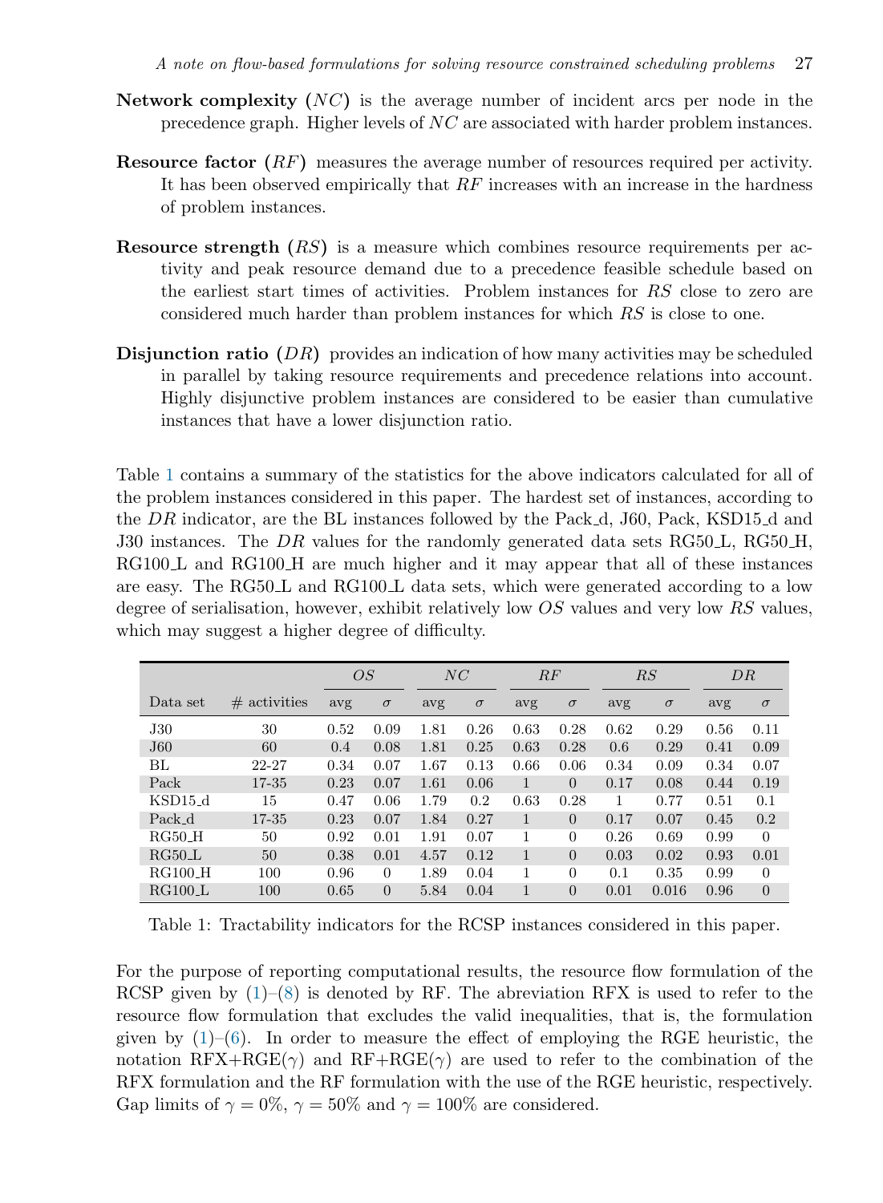**Network complexity ($NC$)** is the average number of incident arcs per node in the precedence graph. Higher levels of $NC$ are associated with harder problem instances.

**Resource factor ($RF$)** measures the average number of resources required per activity. It has been observed empirically that $RF$ increases with an increase in the hardness of problem instances.

**Resource strength ($RS$)** is a measure which combines resource requirements per activity and peak resource demand due to a precedence feasible schedule based on the earliest start times of activities. Problem instances for $RS$ close to zero are considered much harder than problem instances for which $RS$ is close to one.

**Disjunction ratio ($DR$)** provides an indication of how many activities may be scheduled in parallel by taking resource requirements and precedence relations into account. Highly disjunctive problem instances are considered to be easier than cumulative instances that have a lower disjunction ratio.

Table 1 contains a summary of the statistics for the above indicators calculated for all of the problem instances considered in this paper. The hardest set of instances, according to the $DR$ indicator, are the BL instances followed by the Pack_d, J60, Pack, KSD15_d and J30 instances. The $DR$ values for the randomly generated data sets RG50_L, RG50_H, RG100_L and RG100_H are much higher and it may appear that all of these instances are easy. The RG50_L and RG100_L data sets, which were generated according to a low degree of serialisation, however, exhibit relatively low $OS$ values and very low $RS$ values, which may suggest a higher degree of difficulty.

| | | $OS$ | | $NC$ | | $RF$ | | $RS$ | | $DR$ | |
|---|---|---|---|---|---|---|---|---|---|---|---|
| Data set | # activities | avg | $\sigma$ | avg | $\sigma$ | avg | $\sigma$ | avg | $\sigma$ | avg | $\sigma$ |
| J30 | 30 | 0.52 | 0.09 | 1.81 | 0.26 | 0.63 | 0.28 | 0.62 | 0.29 | 0.56 | 0.11 |
| J60 | 60 | 0.4 | 0.08 | 1.81 | 0.25 | 0.63 | 0.28 | 0.6 | 0.29 | 0.41 | 0.09 |
| BL | 22-27 | 0.34 | 0.07 | 1.67 | 0.13 | 0.66 | 0.06 | 0.34 | 0.09 | 0.34 | 0.07 |
| Pack | 17-35 | 0.23 | 0.07 | 1.61 | 0.06 | 1 | 0 | 0.17 | 0.08 | 0.44 | 0.19 |
| KSD15_d | 15 | 0.47 | 0.06 | 1.79 | 0.2 | 0.63 | 0.28 | 1 | 0.77 | 0.51 | 0.1 |
| Pack_d | 17-35 | 0.23 | 0.07 | 1.84 | 0.27 | 1 | 0 | 0.17 | 0.07 | 0.45 | 0.2 |
| RG50_H | 50 | 0.92 | 0.01 | 1.91 | 0.07 | 1 | 0 | 0.26 | 0.69 | 0.99 | 0 |
| RG50_L | 50 | 0.38 | 0.01 | 4.57 | 0.12 | 1 | 0 | 0.03 | 0.02 | 0.93 | 0.01 |
| RG100_H | 100 | 0.96 | 0 | 1.89 | 0.04 | 1 | 0 | 0.1 | 0.35 | 0.99 | 0 |
| RG100_L | 100 | 0.65 | 0 | 5.84 | 0.04 | 1 | 0 | 0.01 | 0.016 | 0.96 | 0 |

Table 1: Tractability indicators for the RCSP instances considered in this paper.

For the purpose of reporting computational results, the resource flow formulation of the RCSP given by (1)–(8) is denoted by RF. The abreviation RFX is used to refer to the resource flow formulation that excludes the valid inequalities, that is, the formulation given by (1)–(6). In order to measure the effect of employing the RGE heuristic, the notation RFX+RGE($\gamma$) and RF+RGE($\gamma$) are used to refer to the combination of the RFX formulation and the RF formulation with the use of the RGE heuristic, respectively. Gap limits of $\gamma = 0\%$, $\gamma = 50\%$ and $\gamma = 100\%$ are considered.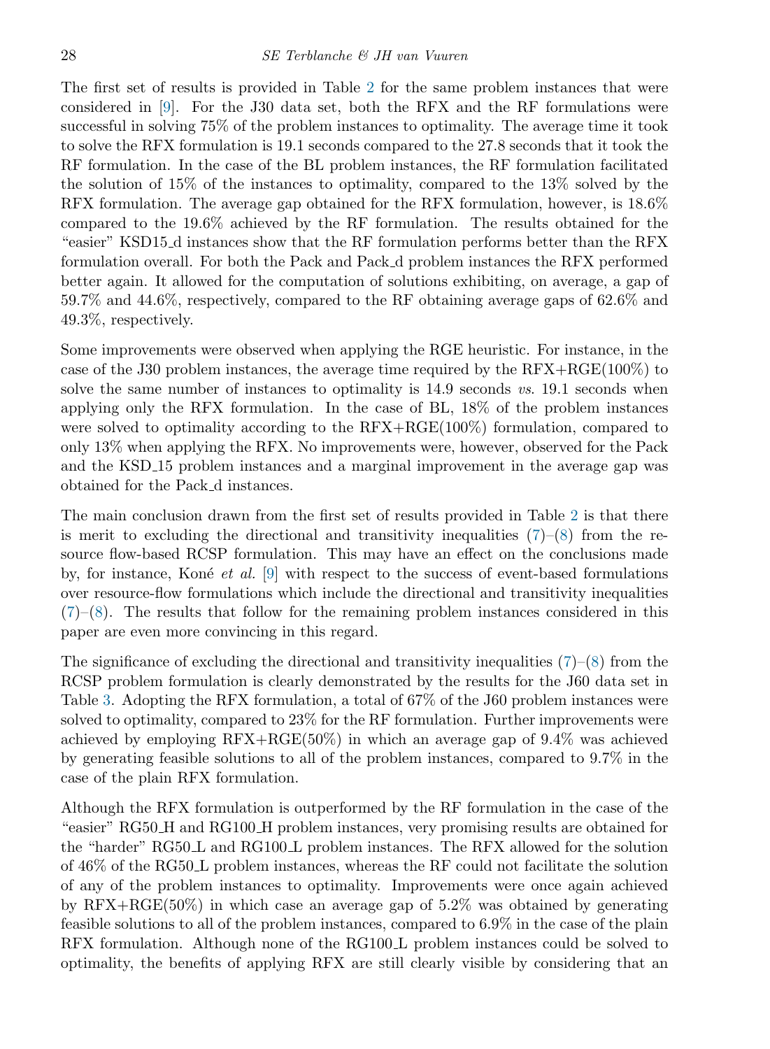The first set of results is provided in Table 2 for the same problem instances that were considered in [9]. For the J30 data set, both the RFX and the RF formulations were successful in solving 75% of the problem instances to optimality. The average time it took to solve the RFX formulation is 19.1 seconds compared to the 27.8 seconds that it took the RF formulation. In the case of the BL problem instances, the RF formulation facilitated the solution of 15% of the instances to optimality, compared to the 13% solved by the RFX formulation. The average gap obtained for the RFX formulation, however, is 18.6% compared to the 19.6% achieved by the RF formulation. The results obtained for the "easier" KSD15_d instances show that the RF formulation performs better than the RFX formulation overall. For both the Pack and Pack_d problem instances the RFX performed better again. It allowed for the computation of solutions exhibiting, on average, a gap of 59.7% and 44.6%, respectively, compared to the RF obtaining average gaps of 62.6% and 49.3%, respectively.

Some improvements were observed when applying the RGE heuristic. For instance, in the case of the J30 problem instances, the average time required by the RFX+RGE(100%) to solve the same number of instances to optimality is 14.9 seconds *vs.* 19.1 seconds when applying only the RFX formulation. In the case of BL, 18% of the problem instances were solved to optimality according to the RFX+RGE(100%) formulation, compared to only 13% when applying the RFX. No improvements were, however, observed for the Pack and the KSD_15 problem instances and a marginal improvement in the average gap was obtained for the Pack_d instances.

The main conclusion drawn from the first set of results provided in Table 2 is that there is merit to excluding the directional and transitivity inequalities (7)–(8) from the resource flow-based RCSP formulation. This may have an effect on the conclusions made by, for instance, Koné *et al.* [9] with respect to the success of event-based formulations over resource-flow formulations which include the directional and transitivity inequalities (7)–(8). The results that follow for the remaining problem instances considered in this paper are even more convincing in this regard.

The significance of excluding the directional and transitivity inequalities (7)–(8) from the RCSP problem formulation is clearly demonstrated by the results for the J60 data set in Table 3. Adopting the RFX formulation, a total of 67% of the J60 problem instances were solved to optimality, compared to 23% for the RF formulation. Further improvements were achieved by employing RFX+RGE(50%) in which an average gap of 9.4% was achieved by generating feasible solutions to all of the problem instances, compared to 9.7% in the case of the plain RFX formulation.

Although the RFX formulation is outperformed by the RF formulation in the case of the "easier" RG50_H and RG100_H problem instances, very promising results are obtained for the "harder" RG50_L and RG100_L problem instances. The RFX allowed for the solution of 46% of the RG50_L problem instances, whereas the RF could not facilitate the solution of any of the problem instances to optimality. Improvements were once again achieved by RFX+RGE(50%) in which case an average gap of 5.2% was obtained by generating feasible solutions to all of the problem instances, compared to 6.9% in the case of the plain RFX formulation. Although none of the RG100_L problem instances could be solved to optimality, the benefits of applying RFX are still clearly visible by considering that an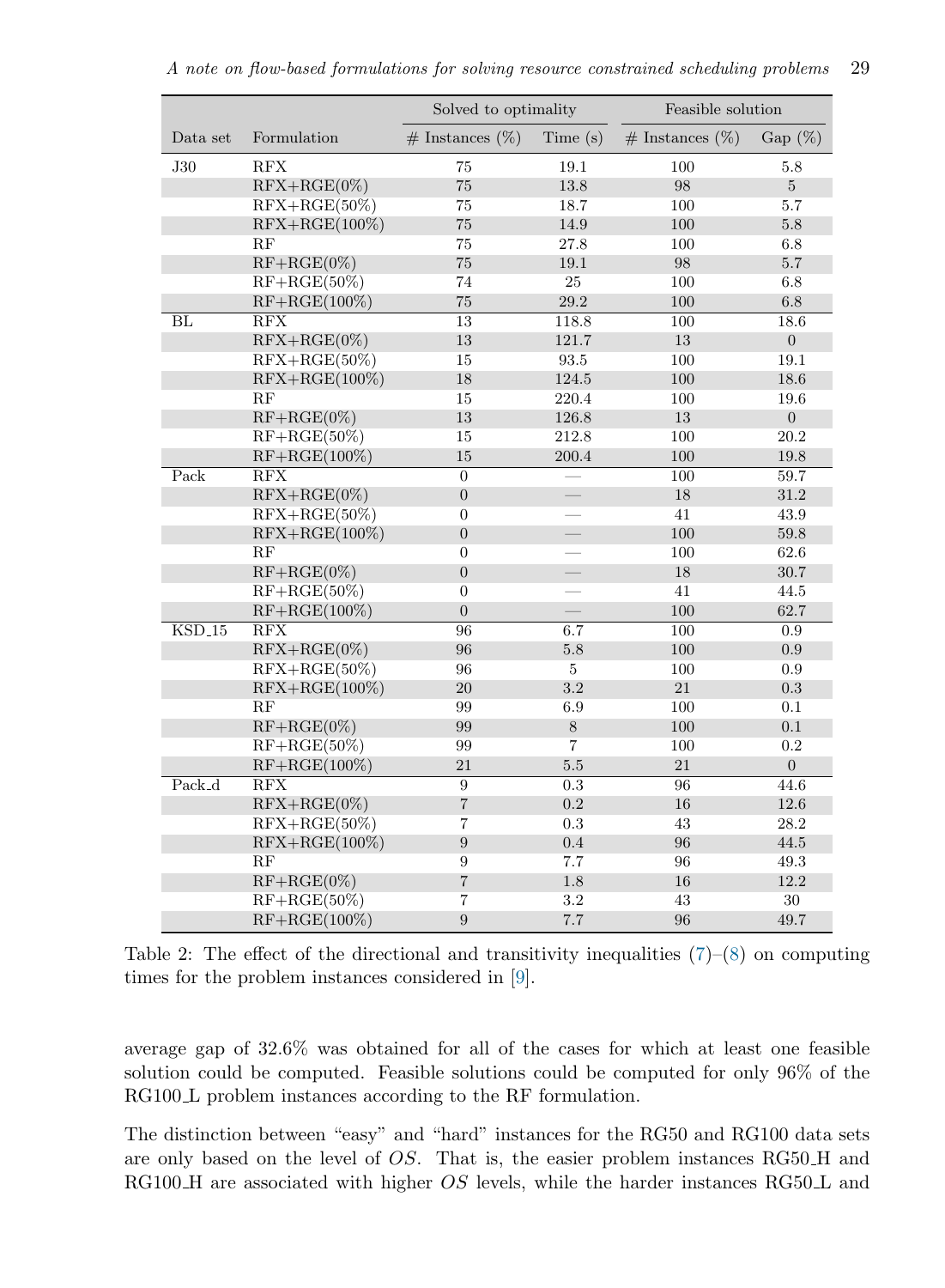| | | Solved to optimality | | Feasible solution | |
|---|---|---|---|---|---|
| Data set | Formulation | # Instances (%) | Time (s) | # Instances (%) | Gap (%) |
| J30 | RFX | 75 | 19.1 | 100 | 5.8 |
| | RFX+RGE(0%) | 75 | 13.8 | 98 | 5 |
| | RFX+RGE(50%) | 75 | 18.7 | 100 | 5.7 |
| | RFX+RGE(100%) | 75 | 14.9 | 100 | 5.8 |
| | RF | 75 | 27.8 | 100 | 6.8 |
| | RF+RGE(0%) | 75 | 19.1 | 98 | 5.7 |
| | RF+RGE(50%) | 74 | 25 | 100 | 6.8 |
| | RF+RGE(100%) | 75 | 29.2 | 100 | 6.8 |
| BL | RFX | 13 | 118.8 | 100 | 18.6 |
| | RFX+RGE(0%) | 13 | 121.7 | 13 | 0 |
| | RFX+RGE(50%) | 15 | 93.5 | 100 | 19.1 |
| | RFX+RGE(100%) | 18 | 124.5 | 100 | 18.6 |
| | RF | 15 | 220.4 | 100 | 19.6 |
| | RF+RGE(0%) | 13 | 126.8 | 13 | 0 |
| | RF+RGE(50%) | 15 | 212.8 | 100 | 20.2 |
| | RF+RGE(100%) | 15 | 200.4 | 100 | 19.8 |
| Pack | RFX | 0 | — | 100 | 59.7 |
| | RFX+RGE(0%) | 0 | — | 18 | 31.2 |
| | RFX+RGE(50%) | 0 | — | 41 | 43.9 |
| | RFX+RGE(100%) | 0 | — | 100 | 59.8 |
| | RF | 0 | — | 100 | 62.6 |
| | RF+RGE(0%) | 0 | — | 18 | 30.7 |
| | RF+RGE(50%) | 0 | — | 41 | 44.5 |
| | RF+RGE(100%) | 0 | — | 100 | 62.7 |
| KSD_15 | RFX | 96 | 6.7 | 100 | 0.9 |
| | RFX+RGE(0%) | 96 | 5.8 | 100 | 0.9 |
| | RFX+RGE(50%) | 96 | 5 | 100 | 0.9 |
| | RFX+RGE(100%) | 20 | 3.2 | 21 | 0.3 |
| | RF | 99 | 6.9 | 100 | 0.1 |
| | RF+RGE(0%) | 99 | 8 | 100 | 0.1 |
| | RF+RGE(50%) | 99 | 7 | 100 | 0.2 |
| | RF+RGE(100%) | 21 | 5.5 | 21 | 0 |
| Pack_d | RFX | 9 | 0.3 | 96 | 44.6 |
| | RFX+RGE(0%) | 7 | 0.2 | 16 | 12.6 |
| | RFX+RGE(50%) | 7 | 0.3 | 43 | 28.2 |
| | RFX+RGE(100%) | 9 | 0.4 | 96 | 44.5 |
| | RF | 9 | 7.7 | 96 | 49.3 |
| | RF+RGE(0%) | 7 | 1.8 | 16 | 12.2 |
| | RF+RGE(50%) | 7 | 3.2 | 43 | 30 |
| | RF+RGE(100%) | 9 | 7.7 | 96 | 49.7 |

Table 2: The effect of the directional and transitivity inequalities (7)–(8) on computing times for the problem instances considered in [9].

average gap of 32.6% was obtained for all of the cases for which at least one feasible solution could be computed. Feasible solutions could be computed for only 96% of the RG100_L problem instances according to the RF formulation.

The distinction between "easy" and "hard" instances for the RG50 and RG100 data sets are only based on the level of $OS$. That is, the easier problem instances RG50_H and RG100_H are associated with higher $OS$ levels, while the harder instances RG50_L and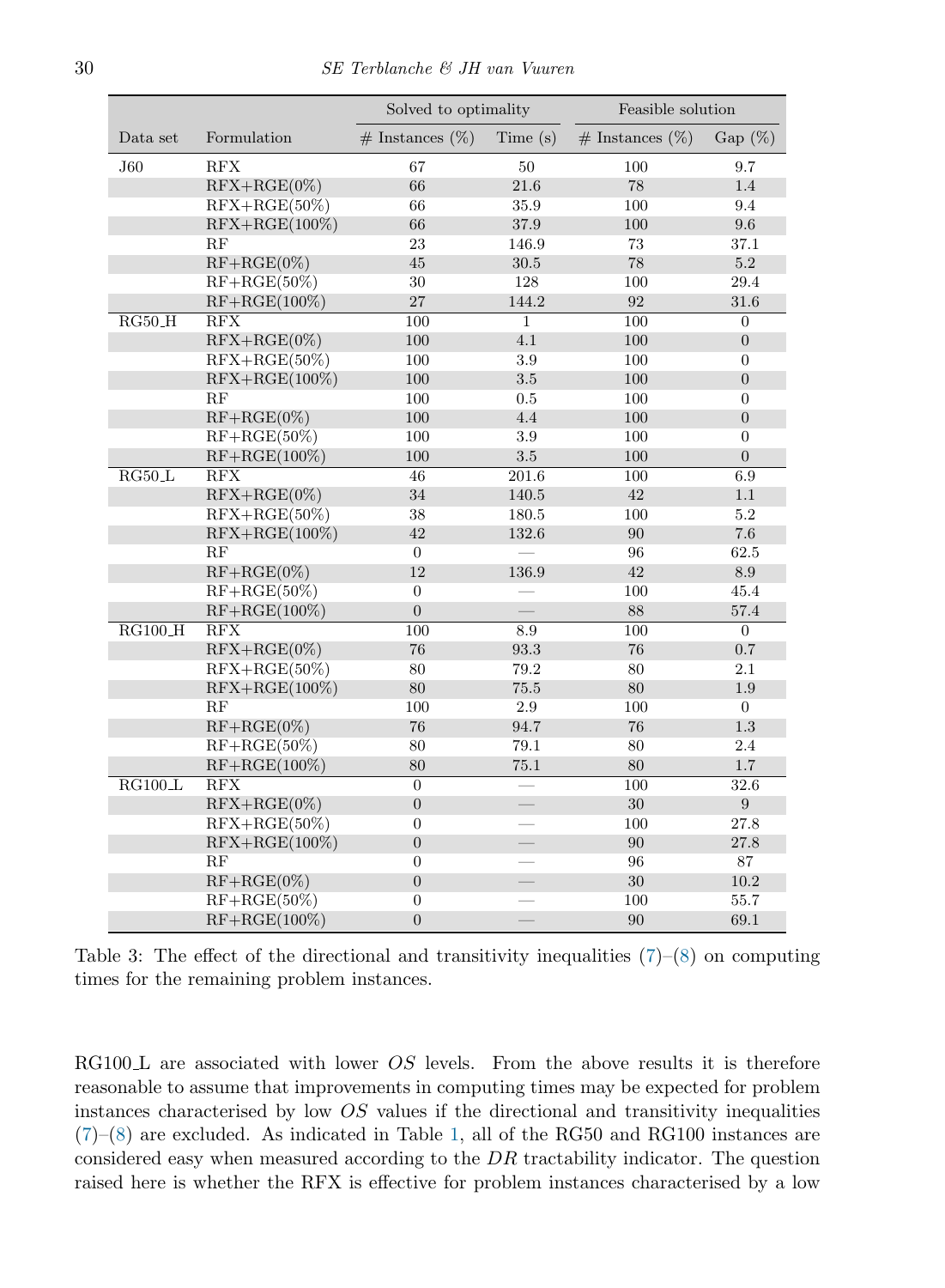| Data set | Formulation | Solved to optimality | | Feasible solution | |
|---|---|---|---|---|---|
| | | # Instances (%) | Time (s) | # Instances (%) | Gap (%) |
| J60 | RFX | 67 | 50 | 100 | 9.7 |
| | RFX+RGE(0%) | 66 | 21.6 | 78 | 1.4 |
| | RFX+RGE(50%) | 66 | 35.9 | 100 | 9.4 |
| | RFX+RGE(100%) | 66 | 37.9 | 100 | 9.6 |
| | RF | 23 | 146.9 | 73 | 37.1 |
| | RF+RGE(0%) | 45 | 30.5 | 78 | 5.2 |
| | RF+RGE(50%) | 30 | 128 | 100 | 29.4 |
| | RF+RGE(100%) | 27 | 144.2 | 92 | 31.6 |
| RG50_H | RFX | 100 | 1 | 100 | 0 |
| | RFX+RGE(0%) | 100 | 4.1 | 100 | 0 |
| | RFX+RGE(50%) | 100 | 3.9 | 100 | 0 |
| | RFX+RGE(100%) | 100 | 3.5 | 100 | 0 |
| | RF | 100 | 0.5 | 100 | 0 |
| | RF+RGE(0%) | 100 | 4.4 | 100 | 0 |
| | RF+RGE(50%) | 100 | 3.9 | 100 | 0 |
| | RF+RGE(100%) | 100 | 3.5 | 100 | 0 |
| RG50_L | RFX | 46 | 201.6 | 100 | 6.9 |
| | RFX+RGE(0%) | 34 | 140.5 | 42 | 1.1 |
| | RFX+RGE(50%) | 38 | 180.5 | 100 | 5.2 |
| | RFX+RGE(100%) | 42 | 132.6 | 90 | 7.6 |
| | RF | 0 | — | 96 | 62.5 |
| | RF+RGE(0%) | 12 | 136.9 | 42 | 8.9 |
| | RF+RGE(50%) | 0 | — | 100 | 45.4 |
| | RF+RGE(100%) | 0 | — | 88 | 57.4 |
| RG100_H | RFX | 100 | 8.9 | 100 | 0 |
| | RFX+RGE(0%) | 76 | 93.3 | 76 | 0.7 |
| | RFX+RGE(50%) | 80 | 79.2 | 80 | 2.1 |
| | RFX+RGE(100%) | 80 | 75.5 | 80 | 1.9 |
| | RF | 100 | 2.9 | 100 | 0 |
| | RF+RGE(0%) | 76 | 94.7 | 76 | 1.3 |
| | RF+RGE(50%) | 80 | 79.1 | 80 | 2.4 |
| | RF+RGE(100%) | 80 | 75.1 | 80 | 1.7 |
| RG100_L | RFX | 0 | — | 100 | 32.6 |
| | RFX+RGE(0%) | 0 | — | 30 | 9 |
| | RFX+RGE(50%) | 0 | — | 100 | 27.8 |
| | RFX+RGE(100%) | 0 | — | 90 | 27.8 |
| | RF | 0 | — | 96 | 87 |
| | RF+RGE(0%) | 0 | — | 30 | 10.2 |
| | RF+RGE(50%) | 0 | — | 100 | 55.7 |
| | RF+RGE(100%) | 0 | — | 90 | 69.1 |

Table 3: The effect of the directional and transitivity inequalities (7)–(8) on computing times for the remaining problem instances.

RG100_L are associated with lower $OS$ levels. From the above results it is therefore reasonable to assume that improvements in computing times may be expected for problem instances characterised by low $OS$ values if the directional and transitivity inequalities (7)–(8) are excluded. As indicated in Table 1, all of the RG50 and RG100 instances are considered easy when measured according to the $DR$ tractability indicator. The question raised here is whether the RFX is effective for problem instances characterised by a low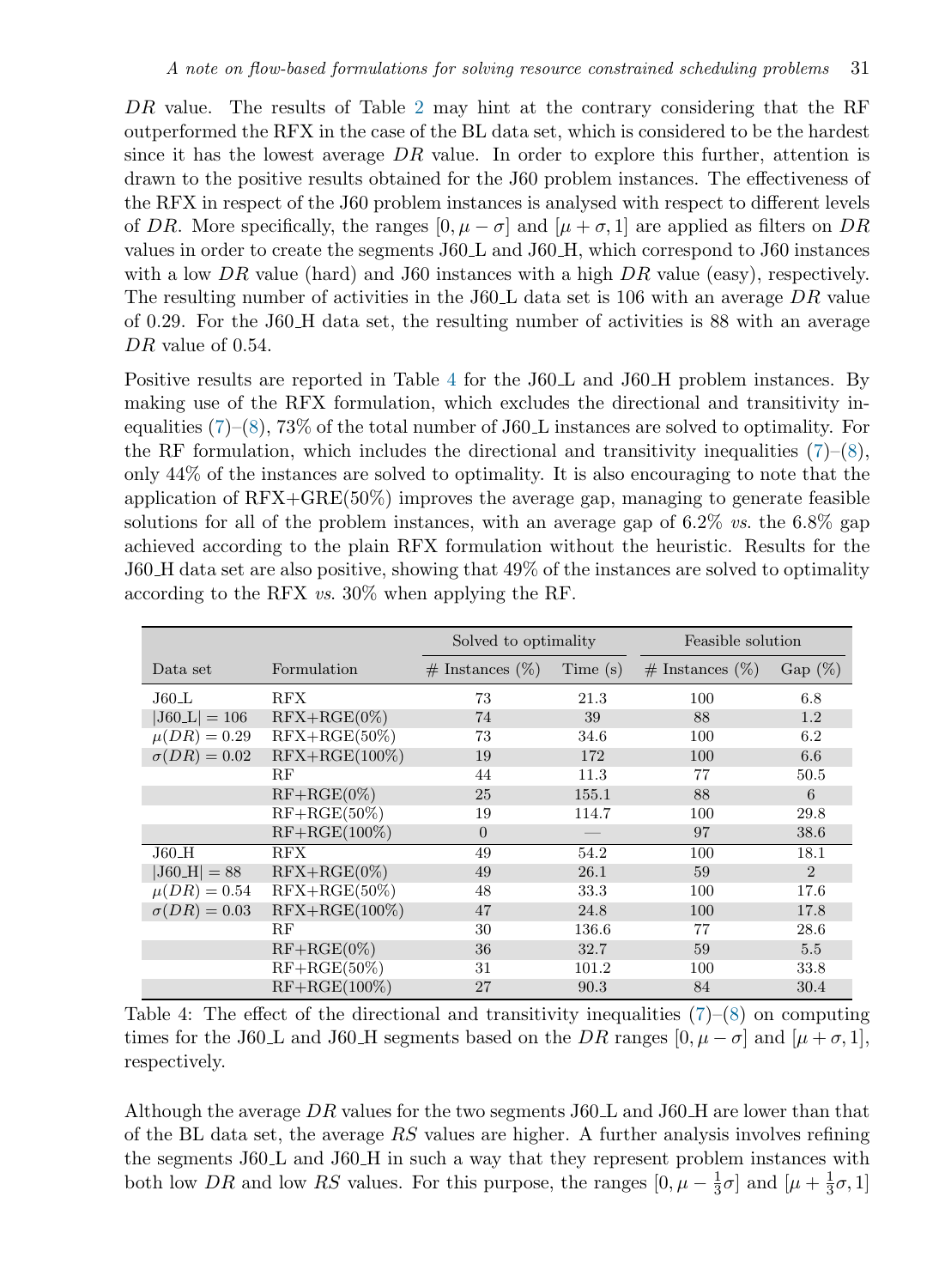$DR$ value. The results of Table 2 may hint at the contrary considering that the RF outperformed the RFX in the case of the BL data set, which is considered to be the hardest since it has the lowest average $DR$ value. In order to explore this further, attention is drawn to the positive results obtained for the J60 problem instances. The effectiveness of the RFX in respect of the J60 problem instances is analysed with respect to different levels of $DR$. More specifically, the ranges $[0, \mu - \sigma]$ and $[\mu + \sigma, 1]$ are applied as filters on $DR$ values in order to create the segments J60_L and J60_H, which correspond to J60 instances with a low $DR$ value (hard) and J60 instances with a high $DR$ value (easy), respectively. The resulting number of activities in the J60_L data set is 106 with an average $DR$ value of 0.29. For the J60_H data set, the resulting number of activities is 88 with an average $DR$ value of 0.54.

Positive results are reported in Table 4 for the J60_L and J60_H problem instances. By making use of the RFX formulation, which excludes the directional and transitivity inequalities (7)–(8), 73% of the total number of J60_L instances are solved to optimality. For the RF formulation, which includes the directional and transitivity inequalities (7)–(8), only 44% of the instances are solved to optimality. It is also encouraging to note that the application of RFX+GRE(50%) improves the average gap, managing to generate feasible solutions for all of the problem instances, with an average gap of 6.2% *vs.* the 6.8% gap achieved according to the plain RFX formulation without the heuristic. Results for the J60_H data set are also positive, showing that 49% of the instances are solved to optimality according to the RFX *vs.* 30% when applying the RF.

| | | Solved to optimality | | Feasible solution | |
|---|---|---|---|---|---|
| Data set | Formulation | # Instances (%) | Time (s) | # Instances (%) | Gap (%) |
| J60_L | RFX | 73 | 21.3 | 100 | 6.8 |
| $\lvert$J60_L$\rvert = 106$ | RFX+RGE(0%) | 74 | 39 | 88 | 1.2 |
| $\mu(DR) = 0.29$ | RFX+RGE(50%) | 73 | 34.6 | 100 | 6.2 |
| $\sigma(DR) = 0.02$ | RFX+RGE(100%) | 19 | 172 | 100 | 6.6 |
| | RF | 44 | 11.3 | 77 | 50.5 |
| | RF+RGE(0%) | 25 | 155.1 | 88 | 6 |
| | RF+RGE(50%) | 19 | 114.7 | 100 | 29.8 |
| | RF+RGE(100%) | 0 | — | 97 | 38.6 |
| J60_H | RFX | 49 | 54.2 | 100 | 18.1 |
| $\lvert$J60_H$\rvert = 88$ | RFX+RGE(0%) | 49 | 26.1 | 59 | 2 |
| $\mu(DR) = 0.54$ | RFX+RGE(50%) | 48 | 33.3 | 100 | 17.6 |
| $\sigma(DR) = 0.03$ | RFX+RGE(100%) | 47 | 24.8 | 100 | 17.8 |
| | RF | 30 | 136.6 | 77 | 28.6 |
| | RF+RGE(0%) | 36 | 32.7 | 59 | 5.5 |
| | RF+RGE(50%) | 31 | 101.2 | 100 | 33.8 |
| | RF+RGE(100%) | 27 | 90.3 | 84 | 30.4 |

Table 4: The effect of the directional and transitivity inequalities (7)–(8) on computing times for the J60_L and J60_H segments based on the $DR$ ranges $[0, \mu - \sigma]$ and $[\mu + \sigma, 1]$, respectively.

Although the average $DR$ values for the two segments J60_L and J60_H are lower than that of the BL data set, the average $RS$ values are higher. A further analysis involves refining the segments J60_L and J60_H in such a way that they represent problem instances with both low $DR$ and low $RS$ values. For this purpose, the ranges $[0, \mu - \frac{1}{3}\sigma]$ and $[\mu + \frac{1}{3}\sigma, 1]$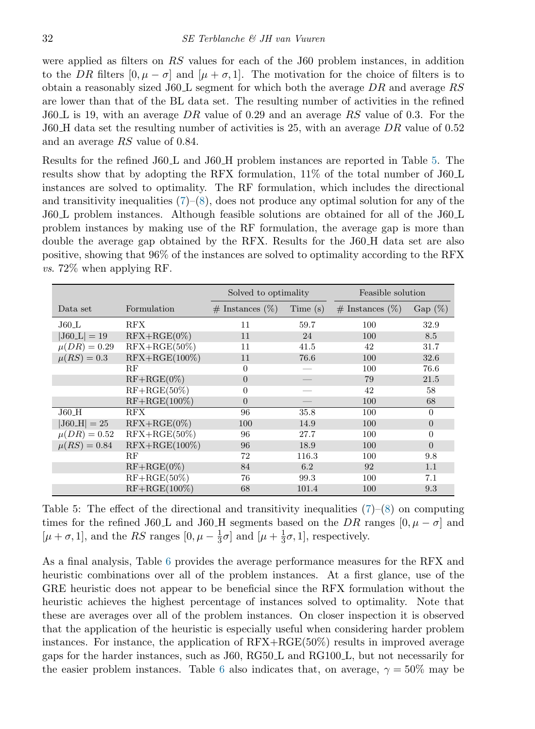were applied as filters on $RS$ values for each of the J60 problem instances, in addition to the $DR$ filters $[0, \mu - \sigma]$ and $[\mu + \sigma, 1]$. The motivation for the choice of filters is to obtain a reasonably sized J60_L segment for which both the average $DR$ and average $RS$ are lower than that of the BL data set. The resulting number of activities in the refined J60_L is 19, with an average $DR$ value of 0.29 and an average $RS$ value of 0.3. For the J60_H data set the resulting number of activities is 25, with an average $DR$ value of 0.52 and an average $RS$ value of 0.84.

Results for the refined J60_L and J60_H problem instances are reported in Table 5. The results show that by adopting the RFX formulation, 11% of the total number of J60_L instances are solved to optimality. The RF formulation, which includes the directional and transitivity inequalities (7)–(8), does not produce any optimal solution for any of the J60_L problem instances. Although feasible solutions are obtained for all of the J60_L problem instances by making use of the RF formulation, the average gap is more than double the average gap obtained by the RFX. Results for the J60_H data set are also positive, showing that 96% of the instances are solved to optimality according to the RFX *vs.* 72% when applying RF.

| | | Solved to optimality | | Feasible solution | |
|---|---|---|---|---|---|
| Data set | Formulation | # Instances (%) | Time (s) | # Instances (%) | Gap (%) |
| J60_L | RFX | 11 | 59.7 | 100 | 32.9 |
| $\lvert\text{J60\_L}\rvert = 19$ | RFX+RGE(0%) | 11 | 24 | 100 | 8.5 |
| $\mu(DR) = 0.29$ | RFX+RGE(50%) | 11 | 41.5 | 42 | 31.7 |
| $\mu(RS) = 0.3$ | RFX+RGE(100%) | 11 | 76.6 | 100 | 32.6 |
| | RF | 0 | — | 100 | 76.6 |
| | RF+RGE(0%) | 0 | — | 79 | 21.5 |
| | RF+RGE(50%) | 0 | — | 42 | 58 |
| | RF+RGE(100%) | 0 | — | 100 | 68 |
| J60_H | RFX | 96 | 35.8 | 100 | 0 |
| $\lvert\text{J60\_H}\rvert = 25$ | RFX+RGE(0%) | 100 | 14.9 | 100 | 0 |
| $\mu(DR) = 0.52$ | RFX+RGE(50%) | 96 | 27.7 | 100 | 0 |
| $\mu(RS) = 0.84$ | RFX+RGE(100%) | 96 | 18.9 | 100 | 0 |
| | RF | 72 | 116.3 | 100 | 9.8 |
| | RF+RGE(0%) | 84 | 6.2 | 92 | 1.1 |
| | RF+RGE(50%) | 76 | 99.3 | 100 | 7.1 |
| | RF+RGE(100%) | 68 | 101.4 | 100 | 9.3 |

Table 5: The effect of the directional and transitivity inequalities (7)–(8) on computing times for the refined J60_L and J60_H segments based on the $DR$ ranges $[0, \mu - \sigma]$ and $[\mu + \sigma, 1]$, and the $RS$ ranges $[0, \mu - \frac{1}{3}\sigma]$ and $[\mu + \frac{1}{3}\sigma, 1]$, respectively.

As a final analysis, Table 6 provides the average performance measures for the RFX and heuristic combinations over all of the problem instances. At a first glance, use of the GRE heuristic does not appear to be beneficial since the RFX formulation without the heuristic achieves the highest percentage of instances solved to optimality. Note that these are averages over all of the problem instances. On closer inspection it is observed that the application of the heuristic is especially useful when considering harder problem instances. For instance, the application of RFX+RGE(50%) results in improved average gaps for the harder instances, such as J60, RG50_L and RG100_L, but not necessarily for the easier problem instances. Table 6 also indicates that, on average, $\gamma = 50\%$ may be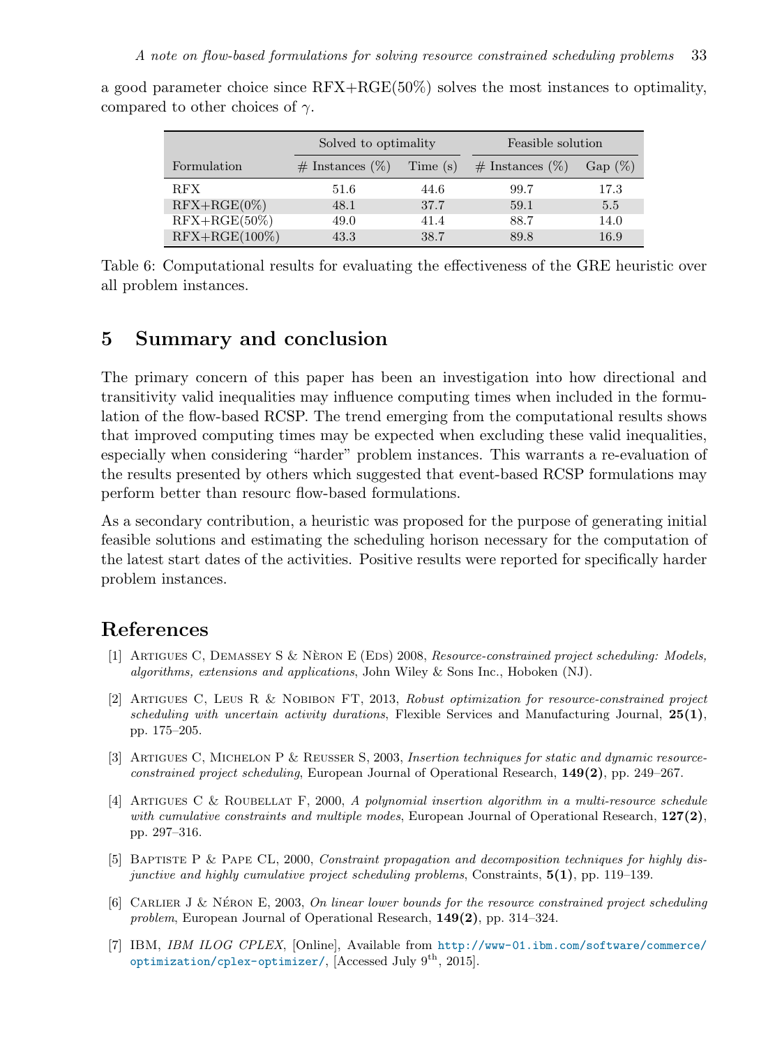a good parameter choice since RFX+RGE(50%) solves the most instances to optimality, compared to other choices of $\gamma$.

| Formulation | Solved to optimality | | Feasible solution | |
|---|---|---|---|---|
| | # Instances (%) | Time (s) | # Instances (%) | Gap (%) |
| RFX | 51.6 | 44.6 | 99.7 | 17.3 |
| RFX+RGE(0%) | 48.1 | 37.7 | 59.1 | 5.5 |
| RFX+RGE(50%) | 49.0 | 41.4 | 88.7 | 14.0 |
| RFX+RGE(100%) | 43.3 | 38.7 | 89.8 | 16.9 |

Table 6: Computational results for evaluating the effectiveness of the GRE heuristic over all problem instances.

## 5 Summary and conclusion

The primary concern of this paper has been an investigation into how directional and transitivity valid inequalities may influence computing times when included in the formulation of the flow-based RCSP. The trend emerging from the computational results shows that improved computing times may be expected when excluding these valid inequalities, especially when considering "harder" problem instances. This warrants a re-evaluation of the results presented by others which suggested that event-based RCSP formulations may perform better than resourc flow-based formulations.

As a secondary contribution, a heuristic was proposed for the purpose of generating initial feasible solutions and estimating the scheduling horison necessary for the computation of the latest start dates of the activities. Positive results were reported for specifically harder problem instances.

## References

[1] Artigues C, Demassey S & Nèron E (Eds) 2008, *Resource-constrained project scheduling: Models, algorithms, extensions and applications*, John Wiley & Sons Inc., Hoboken (NJ).

[2] Artigues C, Leus R & Nobibon FT, 2013, *Robust optimization for resource-constrained project scheduling with uncertain activity durations*, Flexible Services and Manufacturing Journal, **25(1)**, pp. 175–205.

[3] Artigues C, Michelon P & Reusser S, 2003, *Insertion techniques for static and dynamic resource-constrained project scheduling*, European Journal of Operational Research, **149(2)**, pp. 249–267.

[4] Artigues C & Roubellat F, 2000, *A polynomial insertion algorithm in a multi-resource schedule with cumulative constraints and multiple modes*, European Journal of Operational Research, **127(2)**, pp. 297–316.

[5] Baptiste P & Pape CL, 2000, *Constraint propagation and decomposition techniques for highly disjunctive and highly cumulative project scheduling problems*, Constraints, **5(1)**, pp. 119–139.

[6] Carlier J & Néron E, 2003, *On linear lower bounds for the resource constrained project scheduling problem*, European Journal of Operational Research, **149(2)**, pp. 314–324.

[7] IBM, *IBM ILOG CPLEX*, [Online], Available from http://www-01.ibm.com/software/commerce/optimization/cplex-optimizer/, [Accessed July 9th, 2015].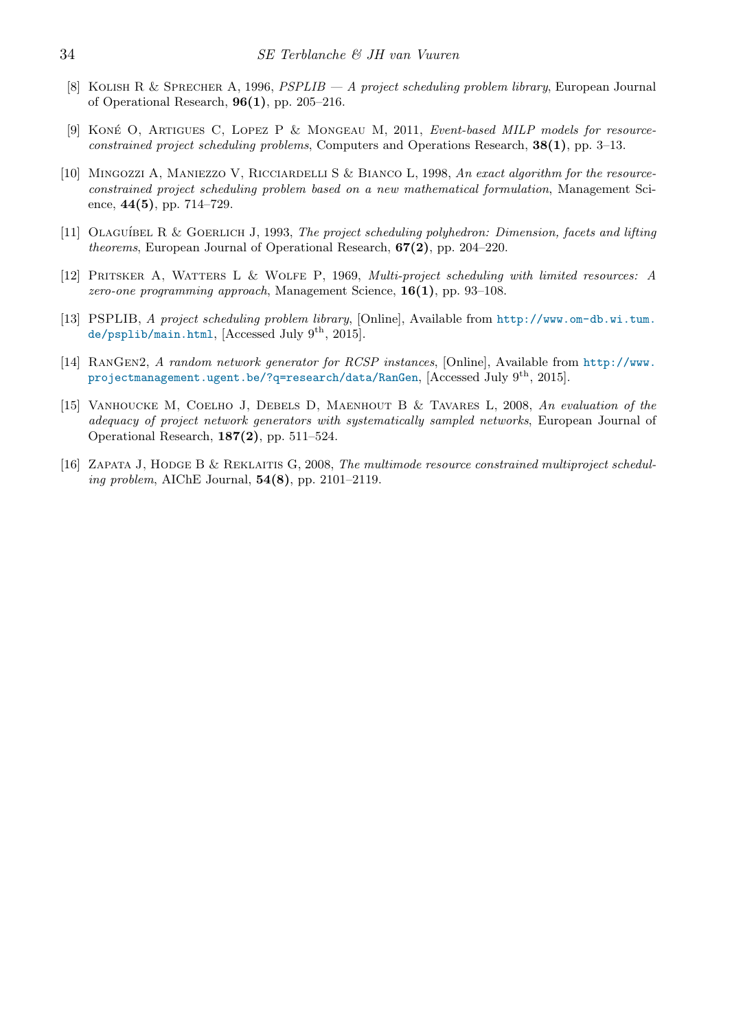[8] Kolish R & Sprecher A, 1996, *PSPLIB — A project scheduling problem library*, European Journal of Operational Research, **96(1)**, pp. 205–216.

[9] Koné O, Artigues C, Lopez P & Mongeau M, 2011, *Event-based MILP models for resource-constrained project scheduling problems*, Computers and Operations Research, **38(1)**, pp. 3–13.

[10] Mingozzi A, Maniezzo V, Ricciardelli S & Bianco L, 1998, *An exact algorithm for the resource-constrained project scheduling problem based on a new mathematical formulation*, Management Science, **44(5)**, pp. 714–729.

[11] Olaguíbel R & Goerlich J, 1993, *The project scheduling polyhedron: Dimension, facets and lifting theorems*, European Journal of Operational Research, **67(2)**, pp. 204–220.

[12] Pritsker A, Watters L & Wolfe P, 1969, *Multi-project scheduling with limited resources: A zero-one programming approach*, Management Science, **16(1)**, pp. 93–108.

[13] PSPLIB, *A project scheduling problem library*, [Online], Available from http://www.om-db.wi.tum.de/psplib/main.html, [Accessed July 9th, 2015].

[14] RanGen2, *A random network generator for RCSP instances*, [Online], Available from http://www.projectmanagement.ugent.be/?q=research/data/RanGen, [Accessed July 9th, 2015].

[15] Vanhoucke M, Coelho J, Debels D, Maenhout B & Tavares L, 2008, *An evaluation of the adequacy of project network generators with systematically sampled networks*, European Journal of Operational Research, **187(2)**, pp. 511–524.

[16] Zapata J, Hodge B & Reklaitis G, 2008, *The multimode resource constrained multiproject scheduling problem*, AIChE Journal, **54(8)**, pp. 2101–2119.